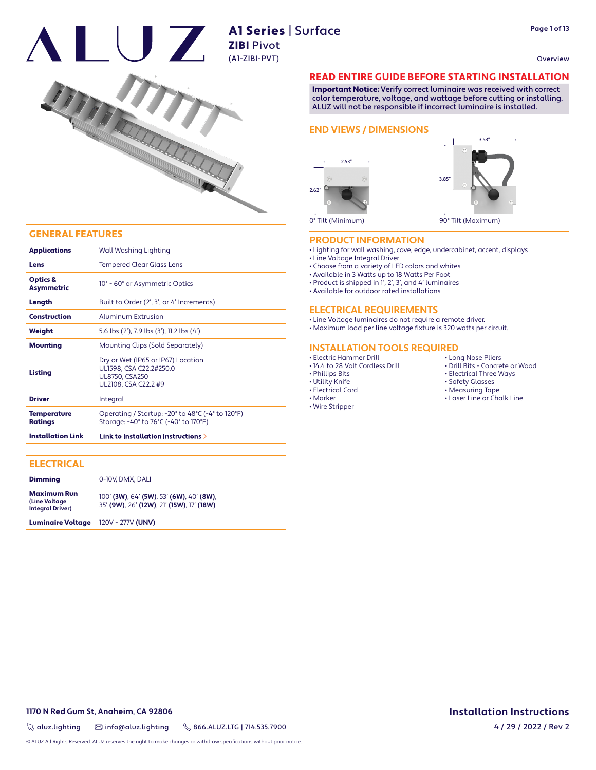# ALUZ

## A1 Series | Surface
**ZIBI** Pivot
(A1-ZIBI-PVT)

Overview

## READ ENTIRE GUIDE BEFORE STARTING INSTALLATION

**Important Notice:** Verify correct luminaire was received with correct color temperature, voltage, and wattage before cutting or installing. ALUZ will not be responsible if incorrect luminaire is installed.

## END VIEWS / DIMENSIONS

2.53" × 2.62" — 0° Tilt (Minimum)

3.53" × 3.85" — 90° Tilt (Maximum)

## GENERAL FEATURES

| | |
|---|---|
| **Applications** | Wall Washing Lighting |
| **Lens** | Tempered Clear Glass Lens |
| **Optics & Asymmetric** | 10° - 60° or Asymmetric Optics |
| **Length** | Built to Order (2', 3', or 4' Increments) |
| **Construction** | Aluminum Extrusion |
| **Weight** | 5.6 lbs (2'), 7.9 lbs (3'), 11.2 lbs (4') |
| **Mounting** | Mounting Clips (Sold Separately) |
| **Listing** | Dry or Wet (IP65 or IP67) Location<br>UL1598, CSA C22.2#250.0<br>UL8750, CSA250<br>UL2108, CSA C22.2 #9 |
| **Driver** | Integral |
| **Temperature Ratings** | Operating / Startup: -20° to 48°C (-4° to 120°F)<br>Storage: -40° to 76°C (-40° to 170°F) |
| **Installation Link** | **Link to Installation Instructions >** |

## ELECTRICAL

| | |
|---|---|
| **Dimming** | 0-10V, DMX, DALI |
| **Maximum Run (Line Voltage Integral Driver)** | 100' **(3W)**, 64' **(5W)**, 53' **(6W)**, 40' **(8W)**, 35' **(9W)**, 26' **(12W)**, 21' **(15W)**, 17' **(18W)** |
| **Luminaire Voltage** | 120V - 277V **(UNV)** |

## PRODUCT INFORMATION

- Lighting for wall washing, cove, edge, undercabinet, accent, displays
- Line Voltage Integral Driver
- Choose from a variety of LED colors and whites
- Available in 3 Watts up to 18 Watts Per Foot
- Product is shipped in 1', 2', 3', and 4' luminaires
- Available for outdoor rated installations

## ELECTRICAL REQUIREMENTS

- Line Voltage luminaires do not require a remote driver.
- Maximum load per line voltage fixture is 320 watts per circuit.

## INSTALLATION TOOLS REQUIRED

- Electric Hammer Drill
- 14.4 to 28 Volt Cordless Drill
- Phillips Bits
- Utility Knife
- Electrical Cord
- Marker
- Wire Stripper
- Long Nose Pliers
- Drill Bits - Concrete or Wood
- Electrical Three Ways
- Safety Glasses
- Measuring Tape
- Laser Line or Chalk Line

**1170 N Red Gum St, Anaheim, CA 92806**

aluz.lighting | info@aluz.lighting | 866.ALUZ.LTG | 714.535.7900

**Installation Instructions**

4 / 29 / 2022 / Rev 2

© ALUZ All Rights Reserved. ALUZ reserves the right to make changes or withdraw specifications without prior notice.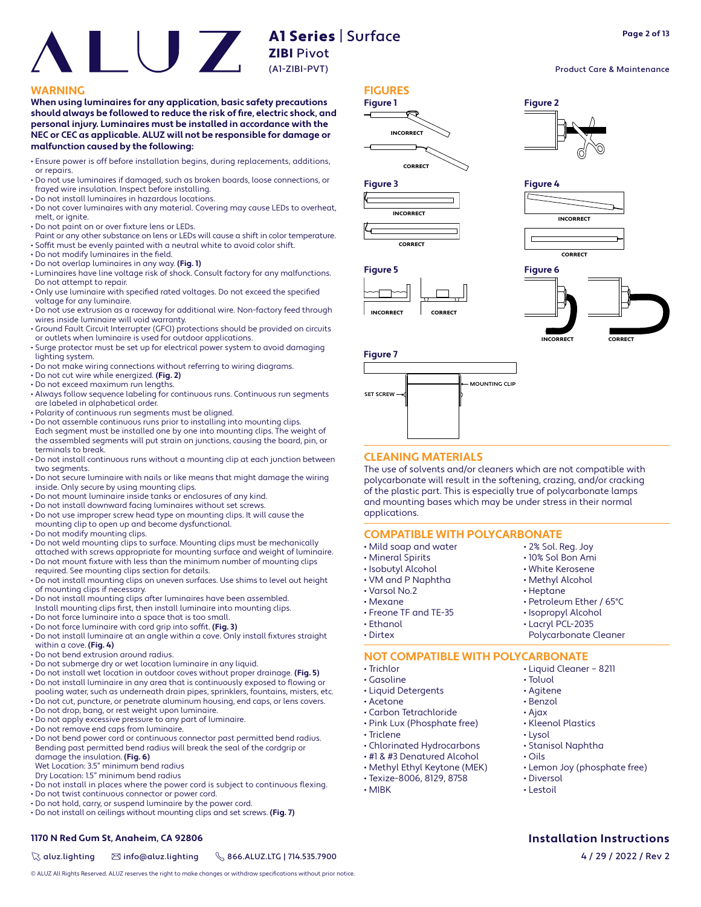# A1 Series | Surface
## ZIBI Pivot
(A1-ZIBI-PVT)

Product Care & Maintenance

## WARNING

**When using luminaires for any application, basic safety precautions should always be followed to reduce the risk of fire, electric shock, and personal injury. Luminaires must be installed in accordance with the NEC or CEC as applicable. ALUZ will not be responsible for damage or malfunction caused by the following:**

- Ensure power is off before installation begins, during replacements, additions, or repairs.
- Do not use luminaires if damaged, such as broken boards, loose connections, or frayed wire insulation. Inspect before installing.
- Do not install luminaires in hazardous locations.
- Do not cover luminaires with any material. Covering may cause LEDs to overheat, melt, or ignite.
- Do not paint on or over fixture lens or LEDs. Paint or any other substance on lens or LEDs will cause a shift in color temperature.
- Soffit must be evenly painted with a neutral white to avoid color shift.
- Do not modify luminaires in the field.
- Do not overlap luminaires in any way. **(Fig. 1)**
- Luminaires have line voltage risk of shock. Consult factory for any malfunctions. Do not attempt to repair.
- Only use luminaire with specified rated voltages. Do not exceed the specified voltage for any luminaire.
- Do not use extrusion as a raceway for additional wire. Non-factory feed through wires inside luminaire will void warranty.
- Ground Fault Circuit Interrupter (GFCI) protections should be provided on circuits or outlets when luminaire is used for outdoor applications.
- Surge protector must be set up for electrical power system to avoid damaging lighting system.
- Do not make wiring connections without referring to wiring diagrams.
- Do not cut wire while energized. **(Fig. 2)**
- Do not exceed maximum run lengths.
- Always follow sequence labeling for continuous runs. Continuous run segments are labeled in alphabetical order.
- Polarity of continuous run segments must be aligned.
- Do not assemble continuous runs prior to installing into mounting clips. Each segment must be installed one by one into mounting clips. The weight of the assembled segments will put strain on junctions, causing the board, pin, or terminals to break.
- Do not install continuous runs without a mounting clip at each junction between two segments.
- Do not secure luminaire with nails or like means that might damage the wiring inside. Only secure by using mounting clips.
- Do not mount luminaire inside tanks or enclosures of any kind.
- Do not install downward facing luminaires without set screws.
- Do not use improper screw head type on mounting clips. It will cause the mounting clip to open up and become dysfunctional.
- Do not modify mounting clips.
- Do not weld mounting clips to surface. Mounting clips must be mechanically attached with screws appropriate for mounting surface and weight of luminaire.
- Do not mount fixture with less than the minimum number of mounting clips required. See mounting clips section for details.
- Do not install mounting clips on uneven surfaces. Use shims to level out height of mounting clips if necessary.
- Do not install mounting clips after luminaires have been assembled. Install mounting clips first, then install luminaire into mounting clips.
- Do not force luminaire into a space that is too small.
- Do not force luminaire with cord grip into soffit. **(Fig. 3)**
- Do not install luminaire at an angle within a cove. Only install fixtures straight within a cove. **(Fig. 4)**
- Do not bend extrusion around radius.
- Do not submerge dry or wet location luminaire in any liquid.
- Do not install wet location in outdoor coves without proper drainage. **(Fig. 5)**
- Do not install luminaire in any area that is continuously exposed to flowing or pooling water, such as underneath drain pipes, sprinklers, fountains, misters, etc.
- Do not cut, puncture, or penetrate aluminum housing, end caps, or lens covers.
- Do not drop, bang, or rest weight upon luminaire.
- Do not apply excessive pressure to any part of luminaire.
- Do not remove end caps from luminaire.
- Do not bend power cord or continuous connector past permitted bend radius. Bending past permitted bend radius will break the seal of the cordgrip or damage the insulation. **(Fig. 6)**
  Wet Location: 3.5" minimum bend radius
  Dry Location: 1.5" minimum bend radius
- Do not install in places where the power cord is subject to continuous flexing.
- Do not twist continuous connector or power cord.
- Do not hold, carry, or suspend luminaire by the power cord.
- Do not install on ceilings without mounting clips and set screws. **(Fig. 7)**

## FIGURES

**Figure 1** — INCORRECT / CORRECT

**Figure 2**

**Figure 3** — INCORRECT / CORRECT

**Figure 4** — INCORRECT / CORRECT

**Figure 5** — INCORRECT / CORRECT

**Figure 6** — INCORRECT / CORRECT

**Figure 7** — SET SCREW / MOUNTING CLIP

## CLEANING MATERIALS

The use of solvents and/or cleaners which are not compatible with polycarbonate will result in the softening, crazing, and/or cracking of the plastic part. This is especially true of polycarbonate lamps and mounting bases which may be under stress in their normal applications.

## COMPATIBLE WITH POLYCARBONATE

- Mild soap and water
- Mineral Spirits
- Isobutyl Alcohol
- VM and P Naphtha
- Varsol No.2
- Mexane
- Freone TF and TE-35
- Ethanol
- Dirtex
- 2% Sol. Reg. Joy
- 10% Sol Bon Ami
- White Kerosene
- Methyl Alcohol
- Heptane
- Petroleum Ether / 65°C
- Isopropyl Alcohol
- Lacryl PCL-2035 Polycarbonate Cleaner

## NOT COMPATIBLE WITH POLYCARBONATE

- Trichlor
- Gasoline
- Liquid Detergents
- Acetone
- Carbon Tetrachloride
- Pink Lux (Phosphate free)
- Triclene
- Chlorinated Hydrocarbons
- #1 & #3 Denatured Alcohol
- Methyl Ethyl Keytone (MEK)
- Texize-8006, 8129, 8758
- MIBK
- Liquid Cleaner – 8211
- Toluol
- Agitene
- Benzol
- Ajax
- Kleenol Plastics
- Lysol
- Stanisol Naphtha
- Oils
- Lemon Joy (phosphate free)
- Diversol
- Lestoil

**1170 N Red Gum St, Anaheim, CA 92806**

aluz.lighting | info@aluz.lighting | 866.ALUZ.LTG | 714.535.7900

**Installation Instructions**

4 / 29 / 2022 / Rev 2

© ALUZ All Rights Reserved. ALUZ reserves the right to make changes or withdraw specifications without prior notice.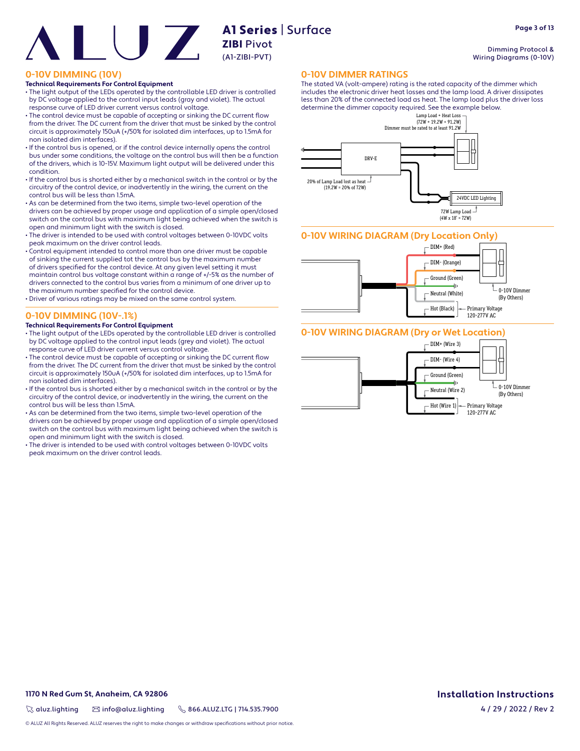# A1 Series | Surface

**ZIBI** Pivot

(A1-ZIBI-PVT)

Dimming Protocol & Wiring Diagrams (0-10V)

## 0-10V DIMMING (10V)

**Technical Requirements For Control Equipment**

- The light output of the LEDs operated by the controllable LED driver is controlled by DC voltage applied to the control input leads (gray and violet). The actual response curve of LED driver current versus control voltage.
- The control device must be capable of accepting or sinking the DC current flow from the driver. The DC current from the driver that must be sinked by the control circuit is approximately 150uA (+/50% for isolated dim interfaces, up to 1.5mA for non isolated dim interfaces).
- If the control bus is opened, or if the control device internally opens the control bus under some conditions, the voltage on the control bus will then be a function of the drivers, which is 10-15V. Maximum light output will be delivered under this condition.
- If the control bus is shorted either by a mechanical switch in the control or by the circuitry of the control device, or inadvertently in the wiring, the current on the control bus will be less than 1.5mA.
- As can be determined from the two items, simple two-level operation of the drivers can be achieved by proper usage and application of a simple open/closed switch on the control bus with maximum light being achieved when the switch is open and minimum light with the switch is closed.
- The driver is intended to be used with control voltages between 0-10VDC volts peak maximum on the driver control leads.
- Control equipment intended to control more than one driver must be capable of sinking the current supplied tot the control bus by the maximum number of drivers specified for the control device. At any given level setting it must maintain control bus voltage constant within a range of +/-5% as the number of drivers connected to the control bus varies from a minimum of one driver up to the maximum number specified for the control device.
- Driver of various ratings may be mixed on the same control system.

## 0-10V DIMMING (10V-.1%)

**Technical Requirements For Control Equipment**

- The light output of the LEDs operated by the controllable LED driver is controlled by DC voltage applied to the control input leads (grey and violet). The actual response curve of LED driver current versus control voltage.
- The control device must be capable of accepting or sinking the DC current flow from the driver. The DC current from the driver that must be sinked by the control circuit is approximately 150uA (+/50% for isolated dim interfaces, up to 1.5mA for non isolated dim interfaces).
- If the control bus is shorted either by a mechanical switch in the control or by the circuitry of the control device, or inadvertently in the wiring, the current on the control bus will be less than 1.5mA.
- As can be determined from the two items, simple two-level operation of the drivers can be achieved by proper usage and application of a simple open/closed switch on the control bus with maximum light being achieved when the switch is open and minimum light with the switch is closed.
- The driver is intended to be used with control voltages between 0-10VDC volts peak maximum on the driver control leads.

## 0-10V DIMMER RATINGS

The stated VA (volt-ampere) rating is the rated capacity of the dimmer which includes the electronic driver heat losses and the lamp load. A driver dissipates less than 20% of the connected load as heat. The lamp load plus the driver loss determine the dimmer capacity required. See the example below.

Lamp Load + Heat Loss (72W + 19.2W = 91.2W)
Dimmer must be rated to at least 91.2W

DRV-E

20% of Lamp Load lost as heat (19.2W = 20% of 72W)

24VDC LED Lighting

72W Lamp Load (4W x 18' = 72W)

## 0-10V WIRING DIAGRAM (Dry Location Only)

- DIM+ (Red)
- DIM- (Orange)
- Ground (Green)
- Neutral (White)
- Hot (Black)

Primary Voltage 120-277V AC

0-10V Dimmer (By Others)

## 0-10V WIRING DIAGRAM (Dry or Wet Location)

- DIM+ (Wire 3)
- DIM- (Wire 4)
- Ground (Green)
- Neutral (Wire 2)
- Hot (Wire 1)

Primary Voltage 120-277V AC

0-10V Dimmer (By Others)

**1170 N Red Gum St, Anaheim, CA 92806**

aluz.lighting | info@aluz.lighting | 866.ALUZ.LTG | 714.535.7900

**Installation Instructions**

4 / 29 / 2022 / Rev 2

© ALUZ All Rights Reserved. ALUZ reserves the right to make changes or withdraw specifications without prior notice.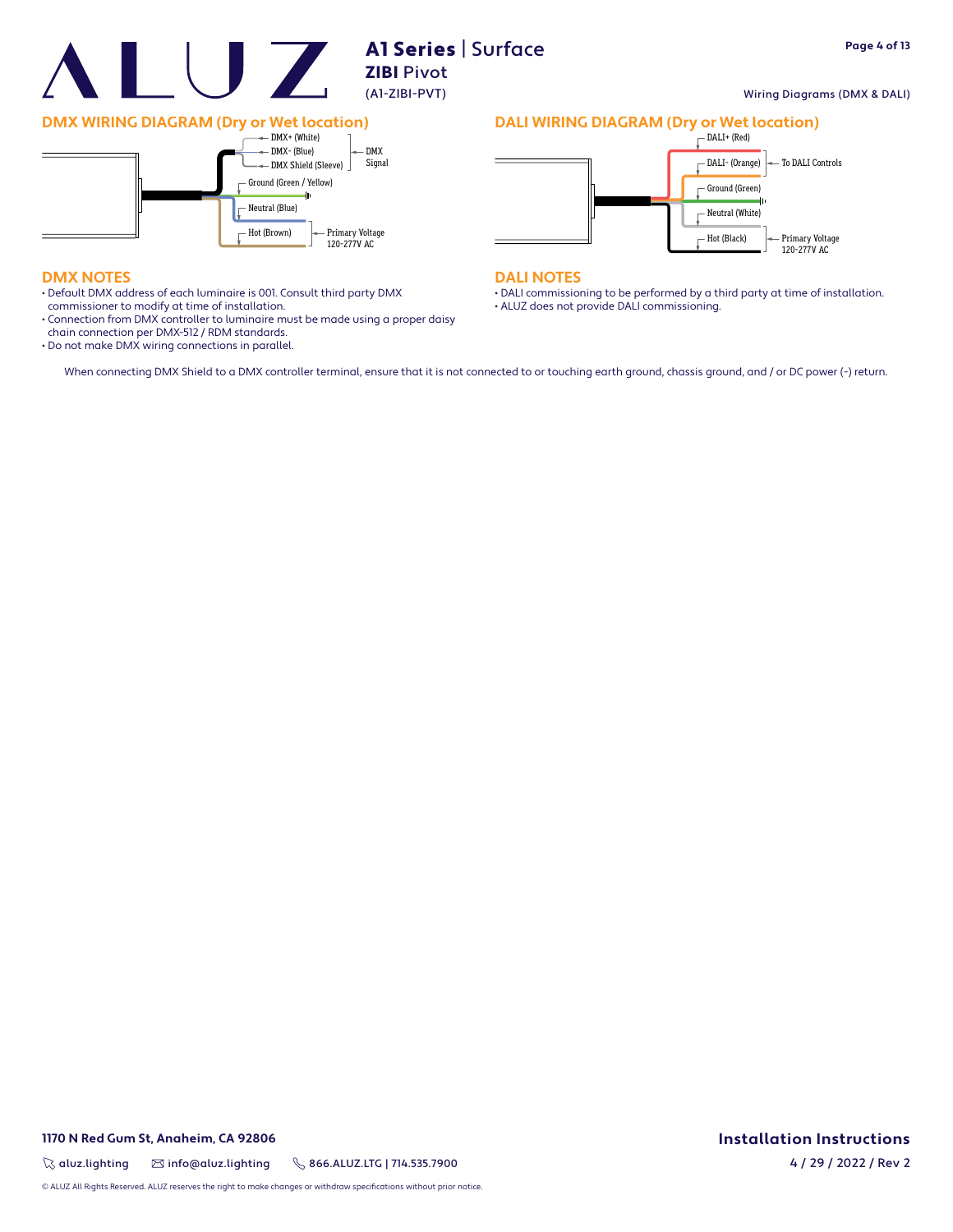# A1 Series | Surface
## ZIBI Pivot
(A1-ZIBI-PVT)

Wiring Diagrams (DMX & DALI)

## DMX WIRING DIAGRAM (Dry or Wet location)

- DMX+ (White)
- DMX- (Blue)
- DMX Shield (Sleeve)

DMX Signal

- Ground (Green / Yellow)
- Neutral (Blue)
- Hot (Brown)

Primary Voltage 120-277V AC

## DALI WIRING DIAGRAM (Dry or Wet location)

- DALI+ (Red)
- DALI- (Orange)

To DALI Controls

- Ground (Green)
- Neutral (White)
- Hot (Black)

Primary Voltage 120-277V AC

## DMX NOTES

- Default DMX address of each luminaire is 001. Consult third party DMX commissioner to modify at time of installation.
- Connection from DMX controller to luminaire must be made using a proper daisy chain connection per DMX-512 / RDM standards.
- Do not make DMX wiring connections in parallel.

## DALI NOTES

- DALI commissioning to be performed by a third party at time of installation.
- ALUZ does not provide DALI commissioning.

When connecting DMX Shield to a DMX controller terminal, ensure that it is not connected to or touching earth ground, chassis ground, and / or DC power (-) return.

**1170 N Red Gum St, Anaheim, CA 92806**

aluz.lighting | info@aluz.lighting | 866.ALUZ.LTG | 714.535.7900

**Installation Instructions**

4 / 29 / 2022 / Rev 2

© ALUZ All Rights Reserved. ALUZ reserves the right to make changes or withdraw specifications without prior notice.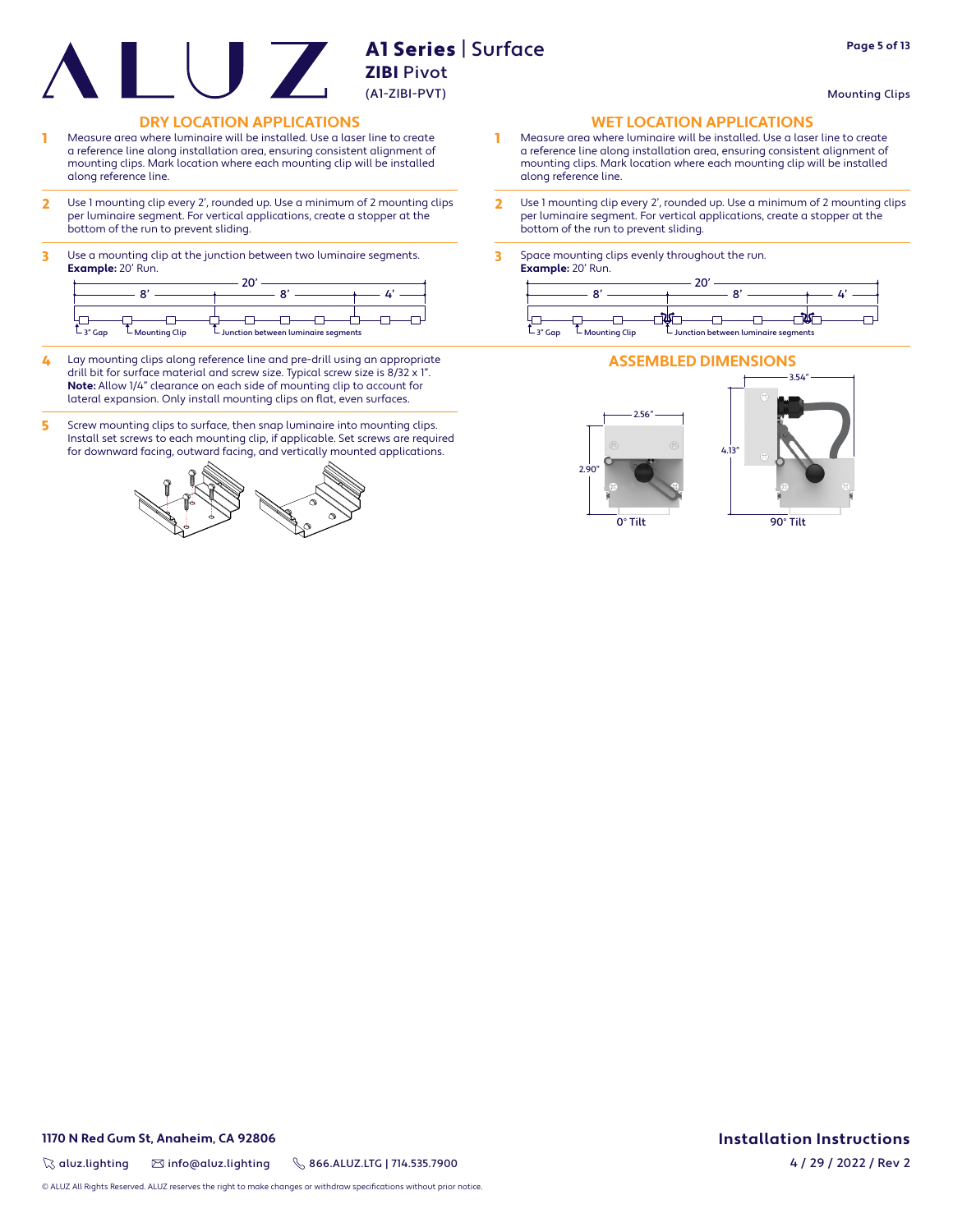# A1 Series | Surface
## ZIBI Pivot
(A1-ZIBI-PVT)

Mounting Clips

## DRY LOCATION APPLICATIONS

1. Measure area where luminaire will be installed. Use a laser line to create a reference line along installation area, ensuring consistent alignment of mounting clips. Mark location where each mounting clip will be installed along reference line.

2. Use 1 mounting clip every 2', rounded up. Use a minimum of 2 mounting clips per luminaire segment. For vertical applications, create a stopper at the bottom of the run to prevent sliding.

3. Use a mounting clip at the junction between two luminaire segments.
   **Example:** 20' Run.

   20' — 8' | 8' | 4'
   3" Gap · Mounting Clip · Junction between luminaire segments

4. Lay mounting clips along reference line and pre-drill using an appropriate drill bit for surface material and screw size. Typical screw size is 8/32 x 1".
   **Note:** Allow 1/4" clearance on each side of mounting clip to account for lateral expansion. Only install mounting clips on flat, even surfaces.

5. Screw mounting clips to surface, then snap luminaire into mounting clips. Install set screws to each mounting clip, if applicable. Set screws are required for downward facing, outward facing, and vertically mounted applications.

## WET LOCATION APPLICATIONS

1. Measure area where luminaire will be installed. Use a laser line to create a reference line along installation area, ensuring consistent alignment of mounting clips. Mark location where each mounting clip will be installed along reference line.

2. Use 1 mounting clip every 2', rounded up. Use a minimum of 2 mounting clips per luminaire segment. For vertical applications, create a stopper at the bottom of the run to prevent sliding.

3. Space mounting clips evenly throughout the run.
   **Example:** 20' Run.

   20' — 8' | 8' | 4'
   3" Gap · Mounting Clip · Junction between luminaire segments

## ASSEMBLED DIMENSIONS

0° Tilt: 2.56" × 2.90"

90° Tilt: 3.54" × 4.13"

1170 N Red Gum St, Anaheim, CA 92806

aluz.lighting | info@aluz.lighting | 866.ALUZ.LTG | 714.535.7900

Installation Instructions

4 / 29 / 2022 / Rev 2

© ALUZ All Rights Reserved. ALUZ reserves the right to make changes or withdraw specifications without prior notice.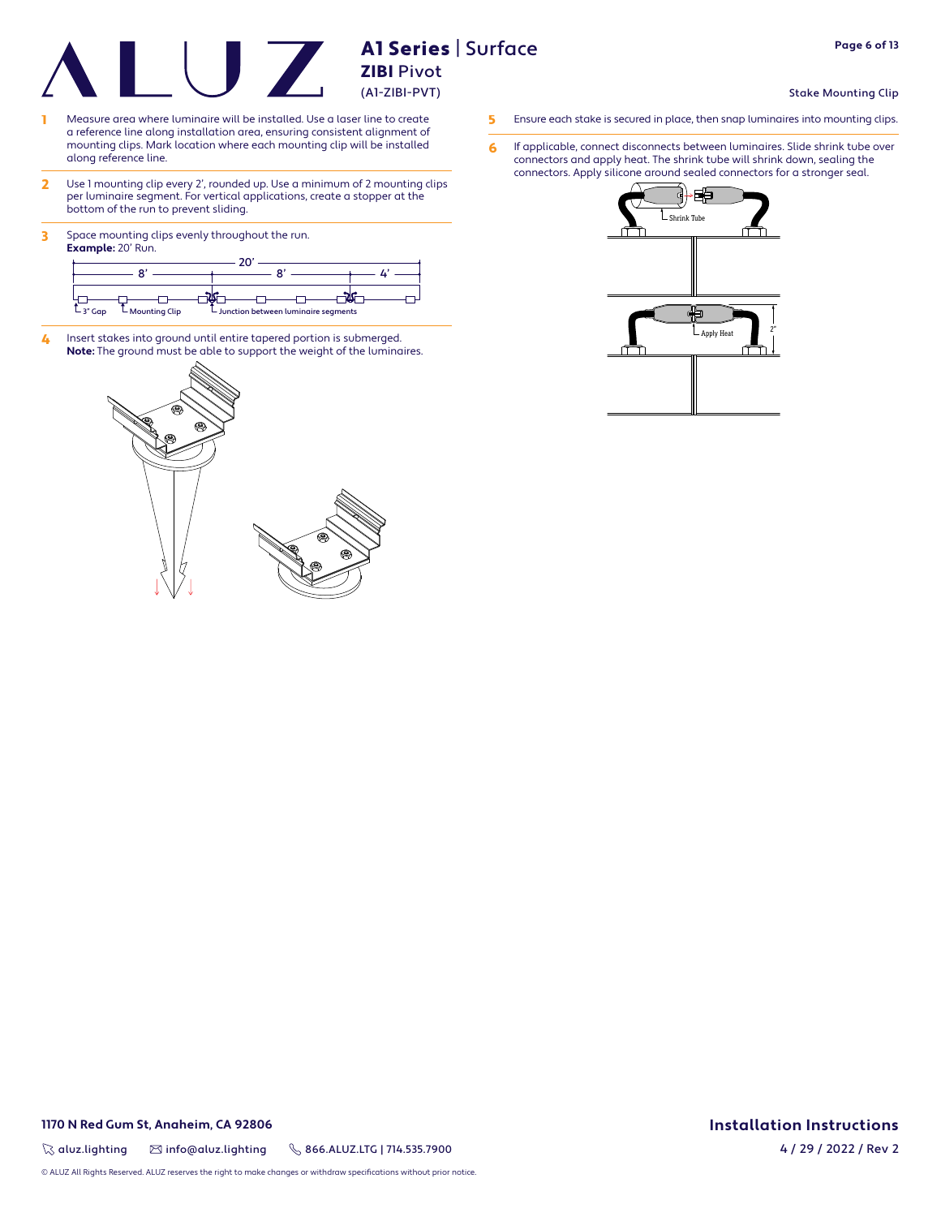# A1 Series | Surface

## ZIBI Pivot

(A1-ZIBI-PVT)

### Stake Mounting Clip

1. Measure area where luminaire will be installed. Use a laser line to create a reference line along installation area, ensuring consistent alignment of mounting clips. Mark location where each mounting clip will be installed along reference line.

2. Use 1 mounting clip every 2', rounded up. Use a minimum of 2 mounting clips per luminaire segment. For vertical applications, create a stopper at the bottom of the run to prevent sliding.

3. Space mounting clips evenly throughout the run.
   **Example:** 20' Run.

   20' | 8' | 8' | 4'

   3" Gap | Mounting Clip | Junction between luminaire segments

4. Insert stakes into ground until entire tapered portion is submerged.
   **Note:** The ground must be able to support the weight of the luminaires.

5. Ensure each stake is secured in place, then snap luminaires into mounting clips.

6. If applicable, connect disconnects between luminaires. Slide shrink tube over connectors and apply heat. The shrink tube will shrink down, sealing the connectors. Apply silicone around sealed connectors for a stronger seal.

   Shrink Tube

   Apply Heat

   2"

1170 N Red Gum St, Anaheim, CA 92806

aluz.lighting | info@aluz.lighting | 866.ALUZ.LTG | 714.535.7900

© ALUZ All Rights Reserved. ALUZ reserves the right to make changes or withdraw specifications without prior notice.

Installation Instructions

4 / 29 / 2022 / Rev 2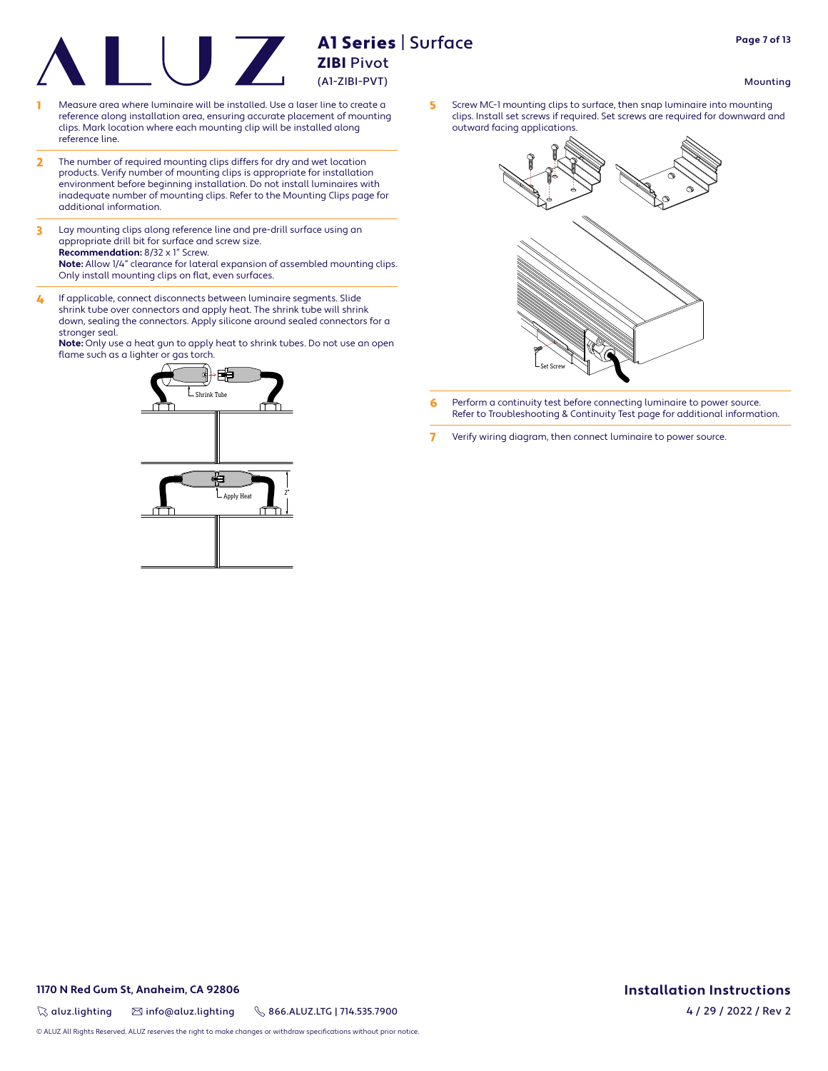# A1 Series | Surface

## ZIBI Pivot

(A1-ZIBI-PVT)

Mounting

1. Measure area where luminaire will be installed. Use a laser line to create a reference along installation area, ensuring accurate placement of mounting clips. Mark location where each mounting clip will be installed along reference line.

2. The number of required mounting clips differs for dry and wet location products. Verify number of mounting clips is appropriate for installation environment before beginning installation. Do not install luminaires with inadequate number of mounting clips. Refer to the Mounting Clips page for additional information.

3. Lay mounting clips along reference line and pre-drill surface using an appropriate drill bit for surface and screw size.
   **Recommendation:** 8/32 x 1" Screw.
   **Note:** Allow 1/4" clearance for lateral expansion of assembled mounting clips. Only install mounting clips on flat, even surfaces.

4. If applicable, connect disconnects between luminaire segments. Slide shrink tube over connectors and apply heat. The shrink tube will shrink down, sealing the connectors. Apply silicone around sealed connectors for a stronger seal.
   **Note:** Only use a heat gun to apply heat to shrink tubes. Do not use an open flame such as a lighter or gas torch.

Shrink Tube

Apply Heat

2"

5. Screw MC-1 mounting clips to surface, then snap luminaire into mounting clips. Install set screws if required. Set screws are required for downward and outward facing applications.

Set Screw

6. Perform a continuity test before connecting luminaire to power source. Refer to Troubleshooting & Continuity Test page for additional information.

7. Verify wiring diagram, then connect luminaire to power source.

**1170 N Red Gum St, Anaheim, CA 92806**

aluz.lighting | info@aluz.lighting | 866.ALUZ.LTG | 714.535.7900

**Installation Instructions**

4 / 29 / 2022 / Rev 2

© ALUZ All Rights Reserved. ALUZ reserves the right to make changes or withdraw specifications without prior notice.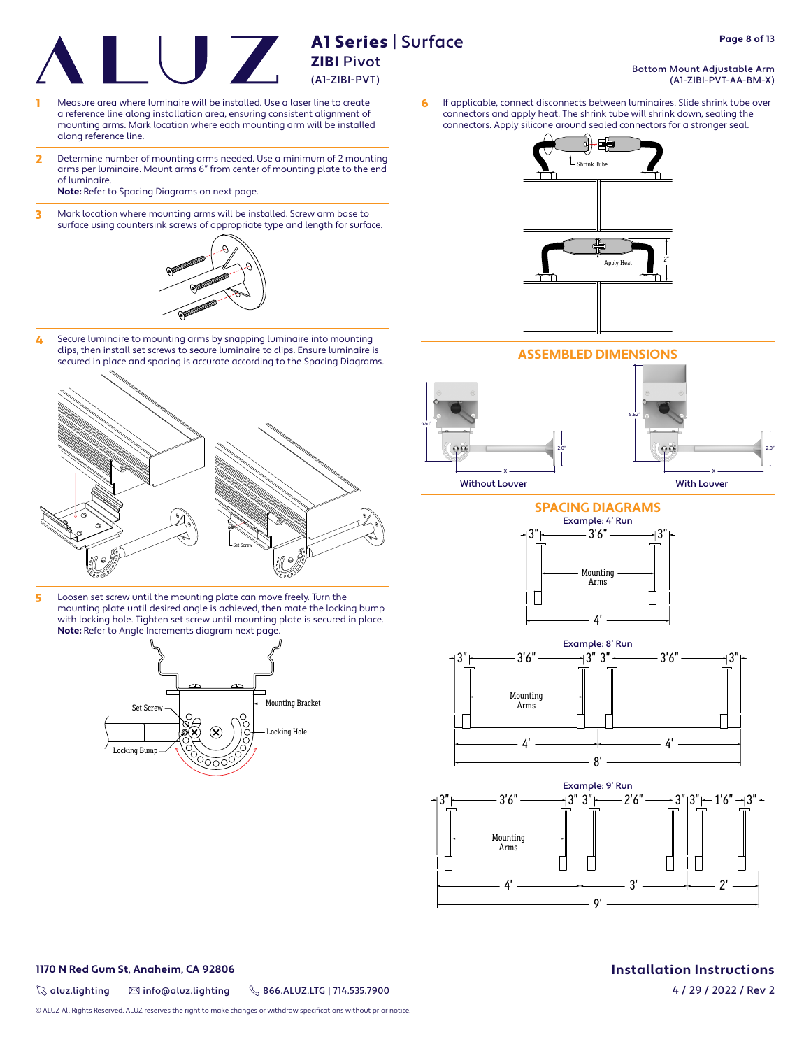# A1 Series | Surface

## ZIBI Pivot

(A1-ZIBI-PVT)

Bottom Mount Adjustable Arm
(A1-ZIBI-PVT-AA-BM-X)

1. Measure area where luminaire will be installed. Use a laser line to create a reference line along installation area, ensuring consistent alignment of mounting arms. Mark location where each mounting arm will be installed along reference line.

2. Determine number of mounting arms needed. Use a minimum of 2 mounting arms per luminaire. Mount arms 6" from center of mounting plate to the end of luminaire.
   **Note:** Refer to Spacing Diagrams on next page.

3. Mark location where mounting arms will be installed. Screw arm base to surface using countersink screws of appropriate type and length for surface.

4. Secure luminaire to mounting arms by snapping luminaire into mounting clips, then install set screws to secure luminaire to clips. Ensure luminaire is secured in place and spacing is accurate according to the Spacing Diagrams.

   Set Screw

5. Loosen set screw until the mounting plate can move freely. Turn the mounting plate until desired angle is achieved, then mate the locking bump with locking hole. Tighten set screw until mounting plate is secured in place.
   **Note:** Refer to Angle Increments diagram next page.

   Set Screw, Mounting Bracket, Locking Hole, Locking Bump

6. If applicable, connect disconnects between luminaires. Slide shrink tube over connectors and apply heat. The shrink tube will shrink down, sealing the connectors. Apply silicone around sealed connectors for a stronger seal.

   Shrink Tube, Apply Heat, 2"

## ASSEMBLED DIMENSIONS

Without Louver: 4.61", 2.0", x

With Louver: 5.62", 2.0", x

## SPACING DIAGRAMS

**Example: 4' Run**

3" | 3'6" | 3" — Mounting Arms — 4'

**Example: 8' Run**

3" | 3'6" | 3" | 3" | 3'6" | 3" — Mounting Arms — 4' | 4' — 8'

**Example: 9' Run**

3" | 3'6" | 3" | 3" | 2'6" | 3" | 3" | 1'6" | 3" — Mounting Arms — 4' | 3' | 2' — 9'

1170 N Red Gum St, Anaheim, CA 92806

aluz.lighting | info@aluz.lighting | 866.ALUZ.LTG | 714.535.7900

Installation Instructions

4 / 29 / 2022 / Rev 2

© ALUZ All Rights Reserved. ALUZ reserves the right to make changes or withdraw specifications without prior notice.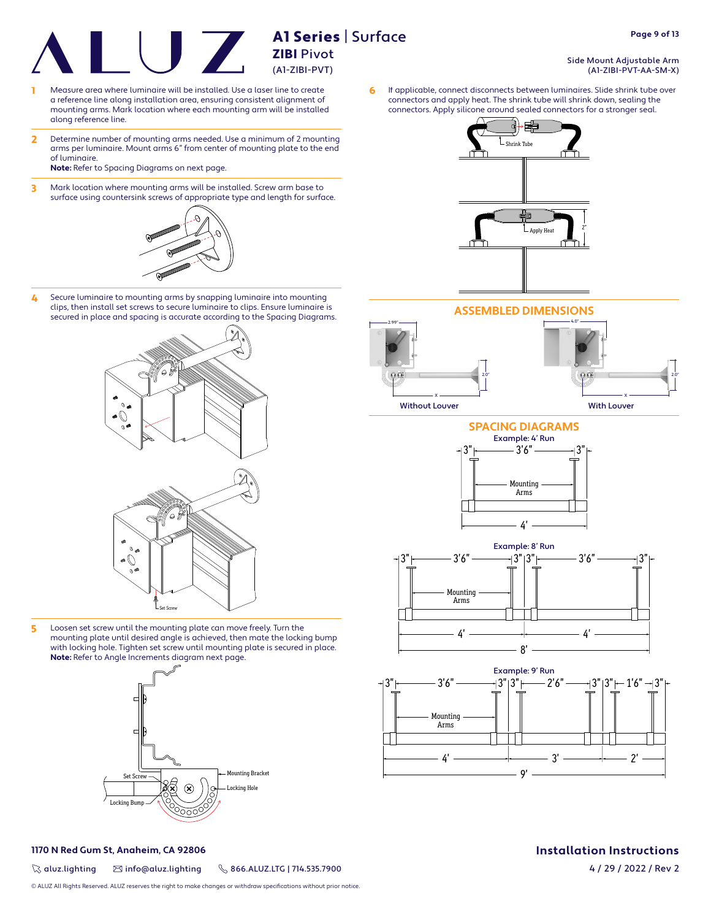# A1 Series | Surface
## ZIBI Pivot
(A1-ZIBI-PVT)

Side Mount Adjustable Arm
(A1-ZIBI-PVT-AA-SM-X)

1. Measure area where luminaire will be installed. Use a laser line to create a reference line along installation area, ensuring consistent alignment of mounting arms. Mark location where each mounting arm will be installed along reference line.

2. Determine number of mounting arms needed. Use a minimum of 2 mounting arms per luminaire. Mount arms 6" from center of mounting plate to the end of luminaire.
   **Note:** Refer to Spacing Diagrams on next page.

3. Mark location where mounting arms will be installed. Screw arm base to surface using countersink screws of appropriate type and length for surface.

4. Secure luminaire to mounting arms by snapping luminaire into mounting clips, then install set screws to secure luminaire to clips. Ensure luminaire is secured in place and spacing is accurate according to the Spacing Diagrams.

   Set Screw

5. Loosen set screw until the mounting plate can move freely. Turn the mounting plate until desired angle is achieved, then mate the locking bump with locking hole. Tighten set screw until mounting plate is secured in place.
   **Note:** Refer to Angle Increments diagram next page.

   Set Screw — Mounting Bracket — Locking Hole — Locking Bump

6. If applicable, connect disconnects between luminaires. Slide shrink tube over connectors and apply heat. The shrink tube will shrink down, sealing the connectors. Apply silicone around sealed connectors for a stronger seal.

   Shrink Tube — Apply Heat — 2"

## ASSEMBLED DIMENSIONS

Without Louver: 2.99", 2.0", x

With Louver: 4.0", 2.0", x

## SPACING DIAGRAMS

**Example: 4' Run**
3" | 3'6" | 3" — Mounting Arms — 4'

**Example: 8' Run**
3" | 3'6" | 3" | 3" | 3'6" | 3" — Mounting Arms — 4' | 4' — 8'

**Example: 9' Run**
3" | 3'6" | 3" | 3" | 2'6" | 3" | 3" | 1'6" | 3" — Mounting Arms — 4' | 3' | 2' — 9'

**1170 N Red Gum St, Anaheim, CA 92806**

aluz.lighting | info@aluz.lighting | 866.ALUZ.LTG | 714.535.7900

© ALUZ All Rights Reserved. ALUZ reserves the right to make changes or withdraw specifications without prior notice.

**Installation Instructions**

4 / 29 / 2022 / Rev 2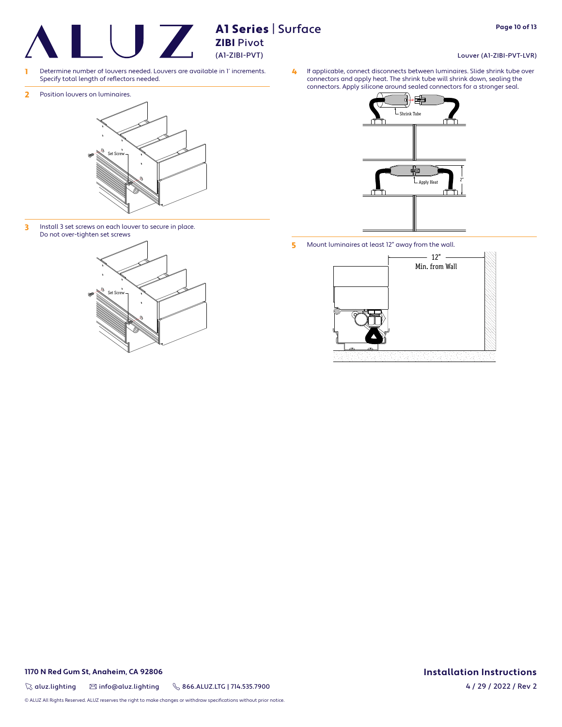# A1 Series | Surface

**ZIBI** Pivot

(A1-ZIBI-PVT)

Louver (A1-ZIBI-PVT-LVR)

**1** Determine number of louvers needed. Louvers are available in 1' increments. Specify total length of reflectors needed.

**2** Position louvers on luminaires.

Set Screw

**3** Install 3 set screws on each louver to secure in place. Do not over-tighten set screws

Set Screw

**4** If applicable, connect disconnects between luminaires. Slide shrink tube over connectors and apply heat. The shrink tube will shrink down, sealing the connectors. Apply silicone around sealed connectors for a stronger seal.

Shrink Tube

Apply Heat

2"

**5** Mount luminaires at least 12" away from the wall.

12"
Min. from Wall

**1170 N Red Gum St, Anaheim, CA 92806**

aluz.lighting  info@aluz.lighting  866.ALUZ.LTG | 714.535.7900

© ALUZ All Rights Reserved. ALUZ reserves the right to make changes or withdraw specifications without prior notice.

**Installation Instructions**

4 / 29 / 2022 / Rev 2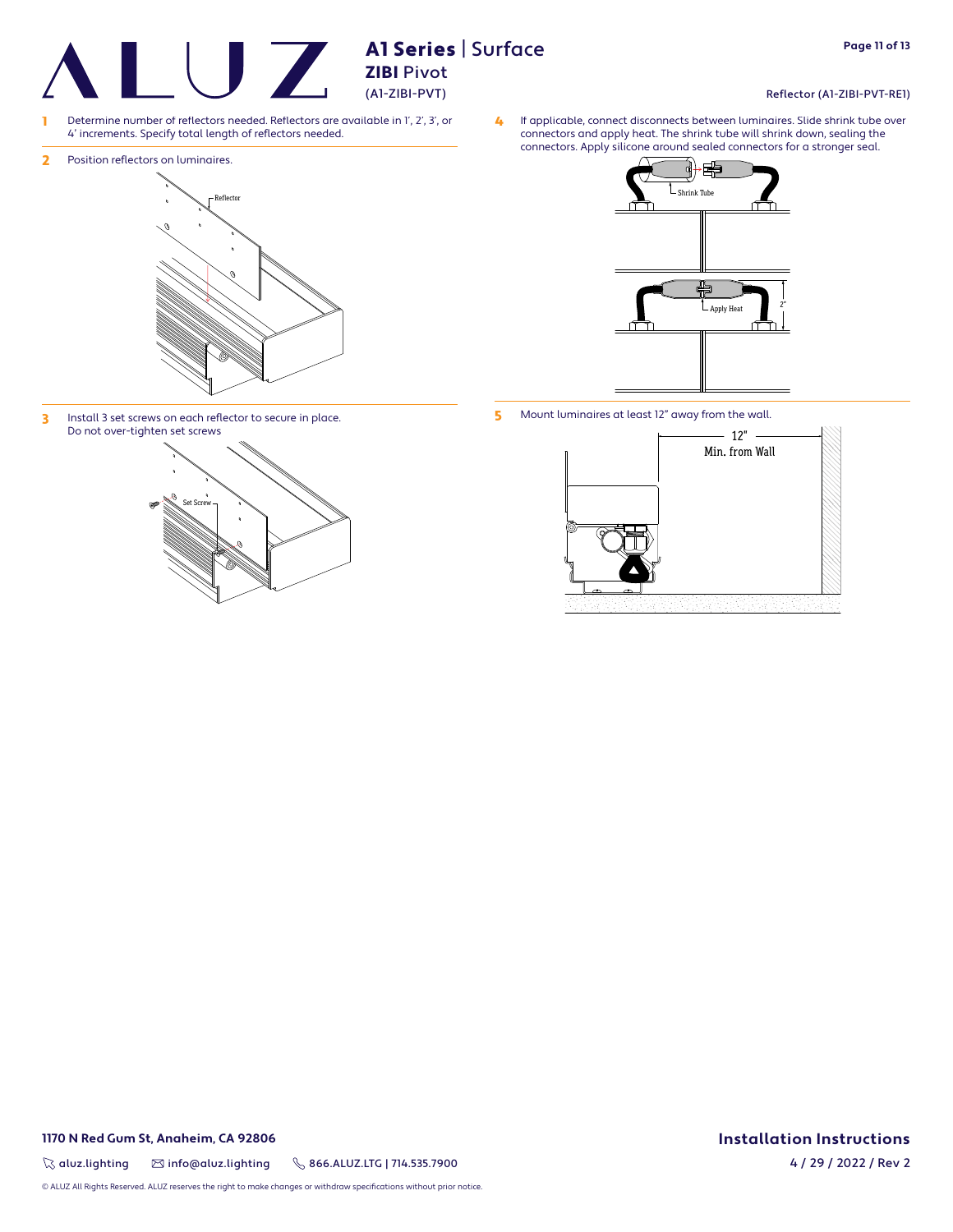# A1 Series | Surface

## ZIBI Pivot

(A1-ZIBI-PVT)

Reflector (A1-ZIBI-PVT-RE1)

1. Determine number of reflectors needed. Reflectors are available in 1', 2', 3', or 4' increments. Specify total length of reflectors needed.

2. Position reflectors on luminaires.

Reflector

3. Install 3 set screws on each reflector to secure in place. Do not over-tighten set screws

Set Screw

4. If applicable, connect disconnects between luminaires. Slide shrink tube over connectors and apply heat. The shrink tube will shrink down, sealing the connectors. Apply silicone around sealed connectors for a stronger seal.

Shrink Tube

Apply Heat

2"

5. Mount luminaires at least 12" away from the wall.

12"
Min. from Wall

1170 N Red Gum St, Anaheim, CA 92806

aluz.lighting | info@aluz.lighting | 866.ALUZ.LTG | 714.535.7900

© ALUZ All Rights Reserved. ALUZ reserves the right to make changes or withdraw specifications without prior notice.

**Installation Instructions**

4 / 29 / 2022 / Rev 2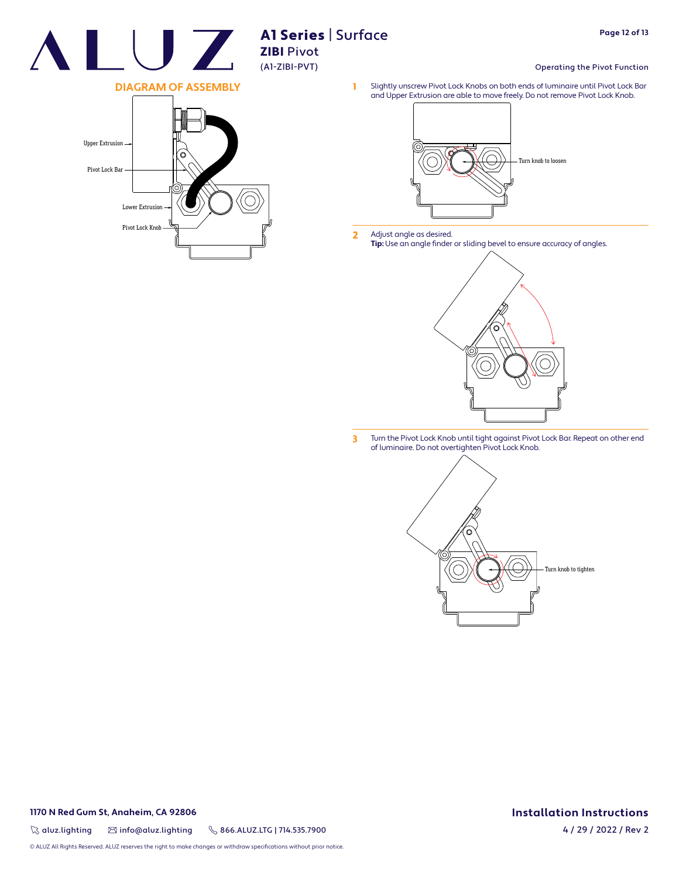# A1 Series | Surface

## ZIBI Pivot

(A1-ZIBI-PVT)

## DIAGRAM OF ASSEMBLY

Upper Extrusion

Pivot Lock Bar

Lower Extrusion

Pivot Lock Knob

## Operating the Pivot Function

1. Slightly unscrew Pivot Lock Knobs on both ends of luminaire until Pivot Lock Bar and Upper Extrusion are able to move freely. Do not remove Pivot Lock Knob.

   Turn knob to loosen

2. Adjust angle as desired.
   **Tip:** Use an angle finder or sliding bevel to ensure accuracy of angles.

3. Turn the Pivot Lock Knob until tight against Pivot Lock Bar. Repeat on other end of luminaire. Do not overtighten Pivot Lock Knob.

   Turn knob to tighten

**1170 N Red Gum St, Anaheim, CA 92806**

aluz.lighting | info@aluz.lighting | 866.ALUZ.LTG | 714.535.7900

© ALUZ All Rights Reserved. ALUZ reserves the right to make changes or withdraw specifications without prior notice.

**Installation Instructions**

4 / 29 / 2022 / Rev 2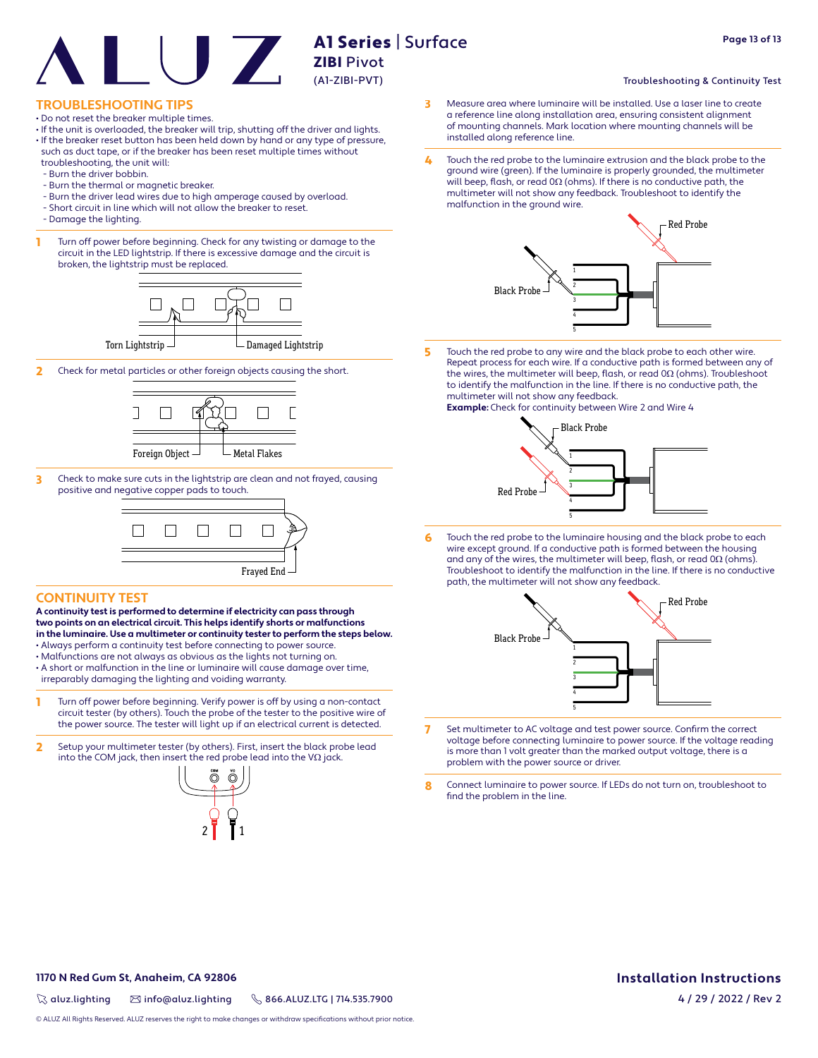## TROUBLESHOOTING TIPS

- Do not reset the breaker multiple times.
- If the unit is overloaded, the breaker will trip, shutting off the driver and lights.
- If the breaker reset button has been held down by hand or any type of pressure, such as duct tape, or if the breaker has been reset multiple times without troubleshooting, the unit will:
  - Burn the driver bobbin.
  - Burn the thermal or magnetic breaker.
  - Burn the driver lead wires due to high amperage caused by overload.
  - Short circuit in line which will not allow the breaker to reset.
  - Damage the lighting.

**1** Turn off power before beginning. Check for any twisting or damage to the circuit in the LED lightstrip. If there is excessive damage and the circuit is broken, the lightstrip must be replaced.

Torn Lightstrip
Damaged Lightstrip

**2** Check for metal particles or other foreign objects causing the short.

Foreign Object
Metal Flakes

**3** Check to make sure cuts in the lightstrip are clean and not frayed, causing positive and negative copper pads to touch.

Frayed End

## CONTINUITY TEST

**A continuity test is performed to determine if electricity can pass through two points on an electrical circuit. This helps identify shorts or malfunctions in the luminaire. Use a multimeter or continuity tester to perform the steps below.**

- Always perform a continuity test before connecting to power source.
- Malfunctions are not always as obvious as the lights not turning on.
- A short or malfunction in the line or luminaire will cause damage over time, irreparably damaging the lighting and voiding warranty.

**1** Turn off power before beginning. Verify power is off by using a non-contact circuit tester (by others). Touch the probe of the tester to the positive wire of the power source. The tester will light up if an electrical current is detected.

**2** Setup your multimeter tester (by others). First, insert the black probe lead into the COM jack, then insert the red probe lead into the VΩ jack.

COM
VΩ
2
1

**3** Measure area where luminaire will be installed. Use a laser line to create a reference line along installation area, ensuring consistent alignment of mounting channels. Mark location where mounting channels will be installed along reference line.

**4** Touch the red probe to the luminaire extrusion and the black probe to the ground wire (green). If the luminaire is properly grounded, the multimeter will beep, flash, or read 0Ω (ohms). If there is no conductive path, the multimeter will not show any feedback. Troubleshoot to identify the malfunction in the ground wire.

Red Probe
Black Probe
1
2
3
4
5

**5** Touch the red probe to any wire and the black probe to each other wire. Repeat process for each wire. If a conductive path is formed between any of the wires, the multimeter will beep, flash, or read 0Ω (ohms). Troubleshoot to identify the malfunction in the line. If there is no conductive path, the multimeter will not show any feedback.
**Example:** Check for continuity between Wire 2 and Wire 4

Black Probe
Red Probe
1
2
3
4
5

**6** Touch the red probe to the luminaire housing and the black probe to each wire except ground. If a conductive path is formed between the housing and any of the wires, the multimeter will beep, flash, or read 0Ω (ohms). Troubleshoot to identify the malfunction in the line. If there is no conductive path, the multimeter will not show any feedback.

Red Probe
Black Probe
1
2
3
4
5

**7** Set multimeter to AC voltage and test power source. Confirm the correct voltage before connecting luminaire to power source. If the voltage reading is more than 1 volt greater than the marked output voltage, there is a problem with the power source or driver.

**8** Connect luminaire to power source. If LEDs do not turn on, troubleshoot to find the problem in the line.